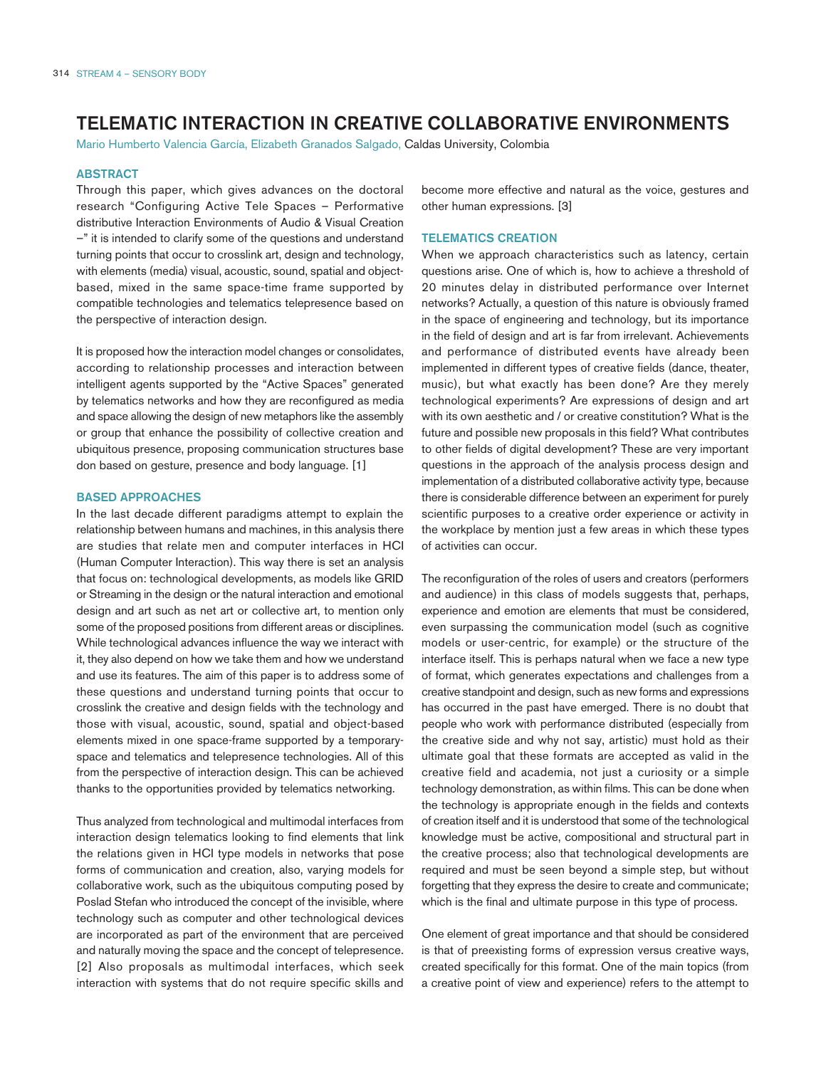# TELEMATIC INTERACTION IN CREATIVE COLLABORATIVE ENVIRONMENTS

Mario Humberto Valencia García, Elizabeth Granados Salgado, Caldas University, Colombia

## ABSTRACT

Through this paper, which gives advances on the doctoral research "Configuring Active Tele Spaces – Performative distributive Interaction Environments of Audio & Visual Creation –" it is intended to clarify some of the questions and understand turning points that occur to crosslink art, design and technology, with elements (media) visual, acoustic, sound, spatial and object-based, mixed in the same space-time frame supported by compatible technologies and telematics telepresence based on the perspective of interaction design.

It is proposed how the interaction model changes or consolidates, according to relationship processes and interaction between intelligent agents supported by the "Active Spaces" generated by telematics networks and how they are reconfigured as media and space allowing the design of new metaphors like the assembly or group that enhance the possibility of collective creation and ubiquitous presence, proposing communication structures base don based on gesture, presence and body language. [1]

## BASED APPROACHES

In the last decade different paradigms attempt to explain the relationship between humans and machines, in this analysis there are studies that relate men and computer interfaces in HCI (Human Computer Interaction). This way there is set an analysis that focus on: technological developments, as models like GRID or Streaming in the design or the natural interaction and emotional design and art such as net art or collective art, to mention only some of the proposed positions from different areas or disciplines. While technological advances influence the way we interact with it, they also depend on how we take them and how we understand and use its features. The aim of this paper is to address some of these questions and understand turning points that occur to crosslink the creative and design fields with the technology and those with visual, acoustic, sound, spatial and object-based elements mixed in one space-frame supported by a temporary-space and telematics and telepresence technologies. All of this from the perspective of interaction design. This can be achieved thanks to the opportunities provided by telematics networking.

Thus analyzed from technological and multimodal interfaces from interaction design telematics looking to find elements that link the relations given in HCI type models in networks that pose forms of communication and creation, also, varying models for collaborative work, such as the ubiquitous computing posed by Poslad Stefan who introduced the concept of the invisible, where technology such as computer and other technological devices are incorporated as part of the environment that are perceived and naturally moving the space and the concept of telepresence. [2] Also proposals as multimodal interfaces, which seek interaction with systems that do not require specific skills and become more effective and natural as the voice, gestures and other human expressions. [3]

## TELEMATICS CREATION

When we approach characteristics such as latency, certain questions arise. One of which is, how to achieve a threshold of 20 minutes delay in distributed performance over Internet networks? Actually, a question of this nature is obviously framed in the space of engineering and technology, but its importance in the field of design and art is far from irrelevant. Achievements and performance of distributed events have already been implemented in different types of creative fields (dance, theater, music), but what exactly has been done? Are they merely technological experiments? Are expressions of design and art with its own aesthetic and / or creative constitution? What is the future and possible new proposals in this field? What contributes to other fields of digital development? These are very important questions in the approach of the analysis process design and implementation of a distributed collaborative activity type, because there is considerable difference between an experiment for purely scientific purposes to a creative order experience or activity in the workplace by mention just a few areas in which these types of activities can occur.

The reconfiguration of the roles of users and creators (performers and audience) in this class of models suggests that, perhaps, experience and emotion are elements that must be considered, even surpassing the communication model (such as cognitive models or user-centric, for example) or the structure of the interface itself. This is perhaps natural when we face a new type of format, which generates expectations and challenges from a creative standpoint and design, such as new forms and expressions has occurred in the past have emerged. There is no doubt that people who work with performance distributed (especially from the creative side and why not say, artistic) must hold as their ultimate goal that these formats are accepted as valid in the creative field and academia, not just a curiosity or a simple technology demonstration, as within films. This can be done when the technology is appropriate enough in the fields and contexts of creation itself and it is understood that some of the technological knowledge must be active, compositional and structural part in the creative process; also that technological developments are required and must be seen beyond a simple step, but without forgetting that they express the desire to create and communicate; which is the final and ultimate purpose in this type of process.

One element of great importance and that should be considered is that of preexisting forms of expression versus creative ways, created specifically for this format. One of the main topics (from a creative point of view and experience) refers to the attempt to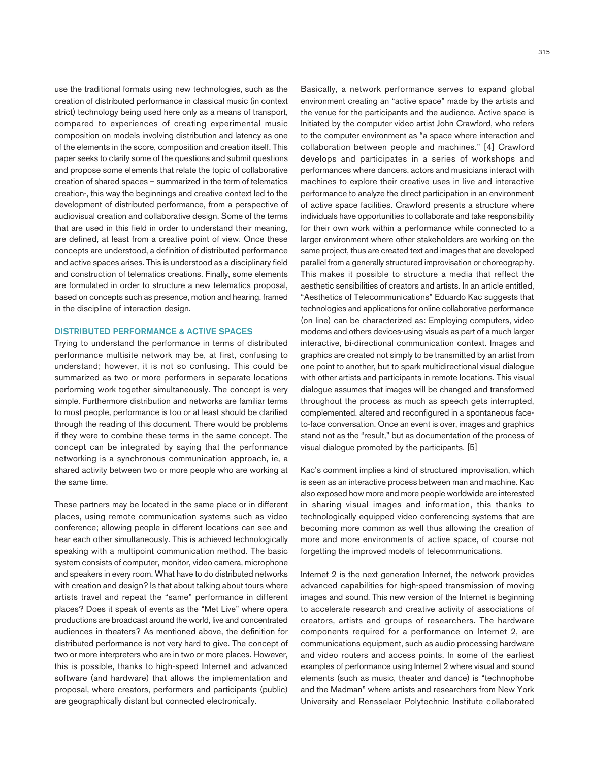use the traditional formats using new technologies, such as the creation of distributed performance in classical music (in context strict) technology being used here only as a means of transport, compared to experiences of creating experimental music composition on models involving distribution and latency as one of the elements in the score, composition and creation itself. This paper seeks to clarify some of the questions and submit questions and propose some elements that relate the topic of collaborative creation of shared spaces – summarized in the term of telematics creation-, this way the beginnings and creative context led to the development of distributed performance, from a perspective of audiovisual creation and collaborative design. Some of the terms that are used in this field in order to understand their meaning, are defined, at least from a creative point of view. Once these concepts are understood, a definition of distributed performance and active spaces arises. This is understood as a disciplinary field and construction of telematics creations. Finally, some elements are formulated in order to structure a new telematics proposal, based on concepts such as presence, motion and hearing, framed in the discipline of interaction design.

## DISTRIBUTED PERFORMANCE & ACTIVE SPACES

Trying to understand the performance in terms of distributed performance multisite network may be, at first, confusing to understand; however, it is not so confusing. This could be summarized as two or more performers in separate locations performing work together simultaneously. The concept is very simple. Furthermore distribution and networks are familiar terms to most people, performance is too or at least should be clarified through the reading of this document. There would be problems if they were to combine these terms in the same concept. The concept can be integrated by saying that the performance networking is a synchronous communication approach, ie, a shared activity between two or more people who are working at the same time.

These partners may be located in the same place or in different places, using remote communication systems such as video conference; allowing people in different locations can see and hear each other simultaneously. This is achieved technologically speaking with a multipoint communication method. The basic system consists of computer, monitor, video camera, microphone and speakers in every room. What have to do distributed networks with creation and design? Is that about talking about tours where artists travel and repeat the "same" performance in different places? Does it speak of events as the "Met Live" where opera productions are broadcast around the world, live and concentrated audiences in theaters? As mentioned above, the definition for distributed performance is not very hard to give. The concept of two or more interpreters who are in two or more places. However, this is possible, thanks to high-speed Internet and advanced software (and hardware) that allows the implementation and proposal, where creators, performers and participants (public) are geographically distant but connected electronically.

Basically, a network performance serves to expand global environment creating an "active space" made by the artists and the venue for the participants and the audience. Active space is Initiated by the computer video artist John Crawford, who refers to the computer environment as "a space where interaction and collaboration between people and machines." [4] Crawford develops and participates in a series of workshops and performances where dancers, actors and musicians interact with machines to explore their creative uses in live and interactive performance to analyze the direct participation in an environment of active space facilities. Crawford presents a structure where individuals have opportunities to collaborate and take responsibility for their own work within a performance while connected to a larger environment where other stakeholders are working on the same project, thus are created text and images that are developed parallel from a generally structured improvisation or choreography. This makes it possible to structure a media that reflect the aesthetic sensibilities of creators and artists. In an article entitled, "Aesthetics of Telecommunications" Eduardo Kac suggests that technologies and applications for online collaborative performance (on line) can be characterized as: Employing computers, video modems and others devices-using visuals as part of a much larger interactive, bi-directional communication context. Images and graphics are created not simply to be transmitted by an artist from one point to another, but to spark multidirectional visual dialogue with other artists and participants in remote locations. This visual dialogue assumes that images will be changed and transformed throughout the process as much as speech gets interrupted, complemented, altered and reconfigured in a spontaneous face-to-face conversation. Once an event is over, images and graphics stand not as the "result," but as documentation of the process of visual dialogue promoted by the participants. [5]

Kac's comment implies a kind of structured improvisation, which is seen as an interactive process between man and machine. Kac also exposed how more and more people worldwide are interested in sharing visual images and information, this thanks to technologically equipped video conferencing systems that are becoming more common as well thus allowing the creation of more and more environments of active space, of course not forgetting the improved models of telecommunications.

Internet 2 is the next generation Internet, the network provides advanced capabilities for high-speed transmission of moving images and sound. This new version of the Internet is beginning to accelerate research and creative activity of associations of creators, artists and groups of researchers. The hardware components required for a performance on Internet 2, are communications equipment, such as audio processing hardware and video routers and access points. In some of the earliest examples of performance using Internet 2 where visual and sound elements (such as music, theater and dance) is "technophobe and the Madman" where artists and researchers from New York University and Rensselaer Polytechnic Institute collaborated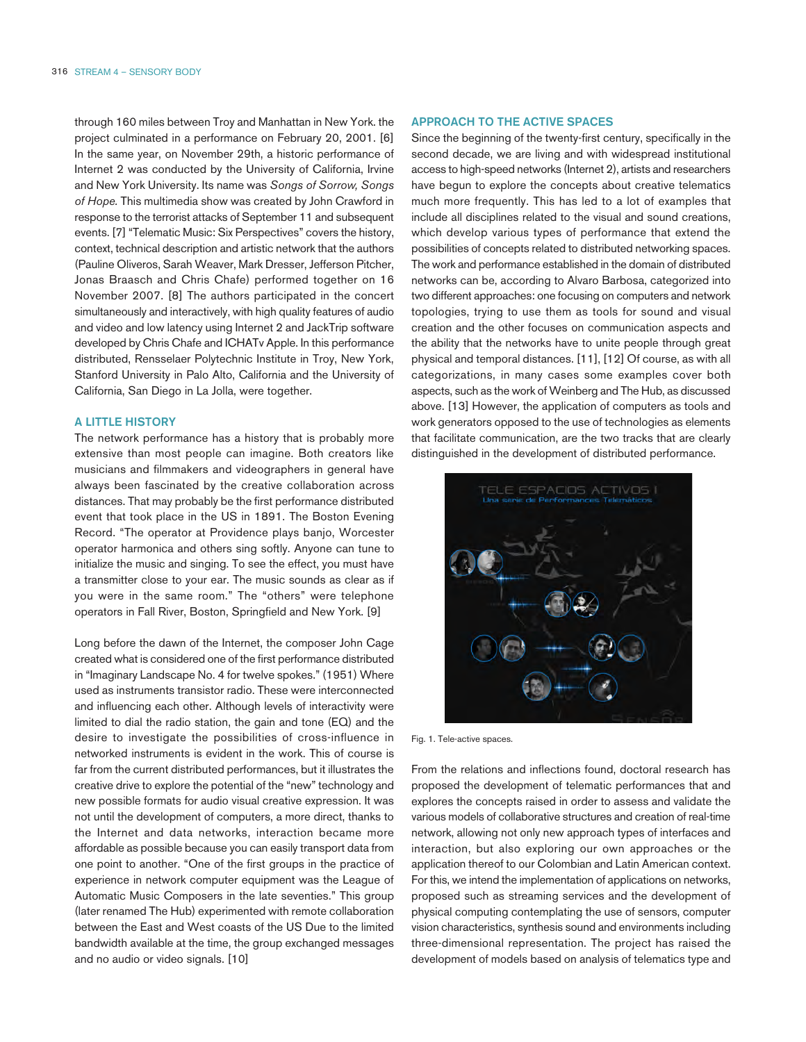through 160 miles between Troy and Manhattan in New York. the project culminated in a performance on February 20, 2001. [6] In the same year, on November 29th, a historic performance of Internet 2 was conducted by the University of California, Irvine and New York University. Its name was *Songs of Sorrow, Songs of Hope*. This multimedia show was created by John Crawford in response to the terrorist attacks of September 11 and subsequent events. [7] "Telematic Music: Six Perspectives" covers the history, context, technical description and artistic network that the authors (Pauline Oliveros, Sarah Weaver, Mark Dresser, Jefferson Pitcher, Jonas Braasch and Chris Chafe) performed together on 16 November 2007. [8] The authors participated in the concert simultaneously and interactively, with high quality features of audio and video and low latency using Internet 2 and JackTrip software developed by Chris Chafe and ICHATv Apple. In this performance distributed, Rensselaer Polytechnic Institute in Troy, New York, Stanford University in Palo Alto, California and the University of California, San Diego in La Jolla, were together.

## A LITTLE HISTORY

The network performance has a history that is probably more extensive than most people can imagine. Both creators like musicians and filmmakers and videographers in general have always been fascinated by the creative collaboration across distances. That may probably be the first performance distributed event that took place in the US in 1891. The Boston Evening Record. "The operator at Providence plays banjo, Worcester operator harmonica and others sing softly. Anyone can tune to initialize the music and singing. To see the effect, you must have a transmitter close to your ear. The music sounds as clear as if you were in the same room." The "others" were telephone operators in Fall River, Boston, Springfield and New York. [9]

Long before the dawn of the Internet, the composer John Cage created what is considered one of the first performance distributed in "Imaginary Landscape No. 4 for twelve spokes." (1951) Where used as instruments transistor radio. These were interconnected and influencing each other. Although levels of interactivity were limited to dial the radio station, the gain and tone (EQ) and the desire to investigate the possibilities of cross-influence in networked instruments is evident in the work. This of course is far from the current distributed performances, but it illustrates the creative drive to explore the potential of the "new" technology and new possible formats for audio visual creative expression. It was not until the development of computers, a more direct, thanks to the Internet and data networks, interaction became more affordable as possible because you can easily transport data from one point to another. "One of the first groups in the practice of experience in network computer equipment was the League of Automatic Music Composers in the late seventies." This group (later renamed The Hub) experimented with remote collaboration between the East and West coasts of the US Due to the limited bandwidth available at the time, the group exchanged messages and no audio or video signals. [10]

## APPROACH TO THE ACTIVE SPACES

Since the beginning of the twenty-first century, specifically in the second decade, we are living and with widespread institutional access to high-speed networks (Internet 2), artists and researchers have begun to explore the concepts about creative telematics much more frequently. This has led to a lot of examples that include all disciplines related to the visual and sound creations, which develop various types of performance that extend the possibilities of concepts related to distributed networking spaces. The work and performance established in the domain of distributed networks can be, according to Alvaro Barbosa, categorized into two different approaches: one focusing on computers and network topologies, trying to use them as tools for sound and visual creation and the other focuses on communication aspects and the ability that the networks have to unite people through great physical and temporal distances. [11], [12] Of course, as with all categorizations, in many cases some examples cover both aspects, such as the work of Weinberg and The Hub, as discussed above. [13] However, the application of computers as tools and work generators opposed to the use of technologies as elements that facilitate communication, are the two tracks that are clearly distinguished in the development of distributed performance.

Fig. 1. Tele-active spaces.

From the relations and inflections found, doctoral research has proposed the development of telematic performances that and explores the concepts raised in order to assess and validate the various models of collaborative structures and creation of real-time network, allowing not only new approach types of interfaces and interaction, but also exploring our own approaches or the application thereof to our Colombian and Latin American context. For this, we intend the implementation of applications on networks, proposed such as streaming services and the development of physical computing contemplating the use of sensors, computer vision characteristics, synthesis sound and environments including three-dimensional representation. The project has raised the development of models based on analysis of telematics type and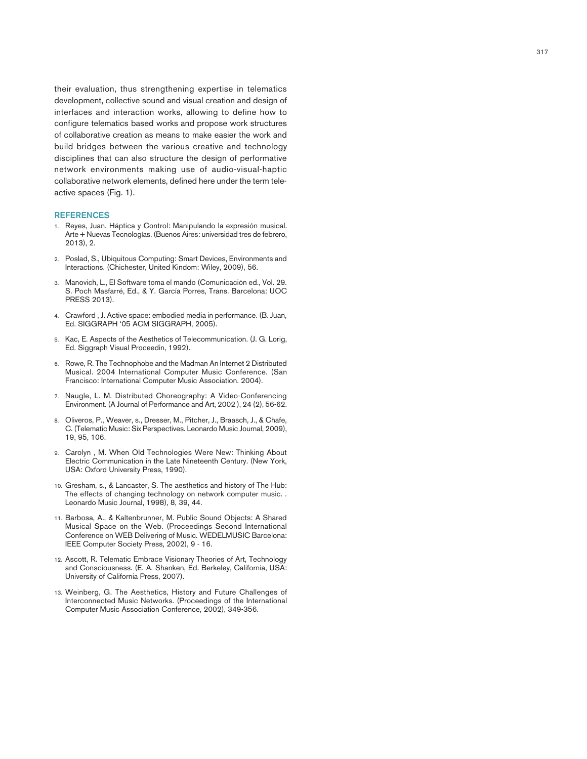their evaluation, thus strengthening expertise in telematics development, collective sound and visual creation and design of interfaces and interaction works, allowing to define how to configure telematics based works and propose work structures of collaborative creation as means to make easier the work and build bridges between the various creative and technology disciplines that can also structure the design of performative network environments making use of audio-visual-haptic collaborative network elements, defined here under the term tele-active spaces (Fig. 1).

## REFERENCES

1. Reyes, Juan. Háptica y Control: Manipulando la expresión musical. Arte + Nuevas Tecnologias. (Buenos Aires: universidad tres de febrero, 2013), 2.
2. Poslad, S., Ubiquitous Computing: Smart Devices, Environments and Interactions. (Chichester, United Kindom: Wiley, 2009), 56.
3. Manovich, L., El Software toma el mando (Comunicación ed., Vol. 29. S. Poch Masfarré, Ed., & Y. García Porres, Trans. Barcelona: UOC PRESS 2013).
4. Crawford , J. Active space: embodied media in performance. (B. Juan, Ed. SIGGRAPH '05 ACM SIGGRAPH, 2005).
5. Kac, E. Aspects of the Aesthetics of Telecommunication. (J. G. Lorig, Ed. Siggraph Visual Proceedin, 1992).
6. Rowe, R. The Technophobe and the Madman An Internet 2 Distributed Musical. 2004 International Computer Music Conference. (San Francisco: International Computer Music Association. 2004).
7. Naugle, L. M. Distributed Choreography: A Video-Conferencing Environment. (A Journal of Performance and Art, 2002 ), 24 (2), 56-62.
8. Oliveros, P., Weaver, s., Dresser, M., Pitcher, J., Braasch, J., & Chafe, C. (Telematic Music: Six Perspectives. Leonardo Music Journal, 2009), 19, 95, 106.
9. Carolyn , M. When Old Technologies Were New: Thinking About Electric Communication in the Late Nineteenth Century. (New York, USA: Oxford University Press, 1990).
10. Gresham, s., & Lancaster, S. The aesthetics and history of The Hub: The effects of changing technology on network computer music. . Leonardo Music Journal, 1998), 8, 39, 44.
11. Barbosa, A., & Kaltenbrunner, M. Public Sound Objects: A Shared Musical Space on the Web. (Proceedings Second International Conference on WEB Delivering of Music. WEDELMUSIC Barcelona: IEEE Computer Society Press, 2002), 9 - 16.
12. Ascott, R. Telematic Embrace Visionary Theories of Art, Technology and Consciousness. (E. A. Shanken, Ed. Berkeley, California, USA: University of California Press, 2007).
13. Weinberg, G. The Aesthetics, History and Future Challenges of Interconnected Music Networks. (Proceedings of the International Computer Music Association Conference, 2002), 349-356.